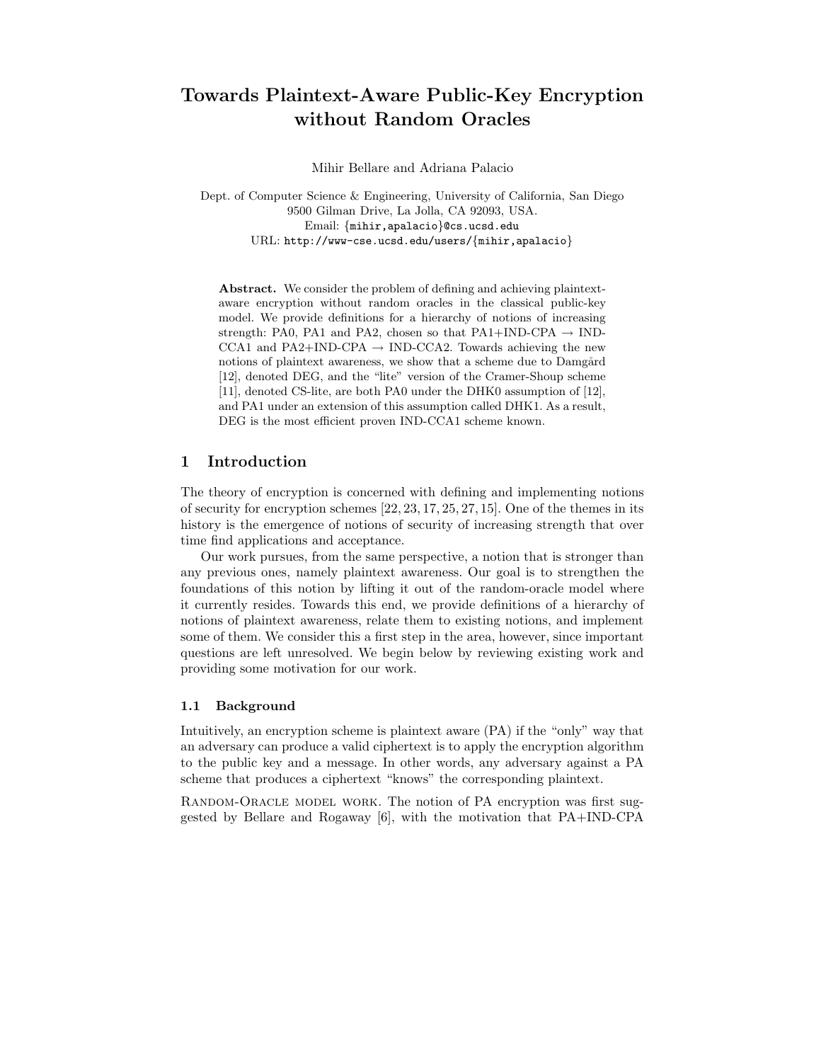# Towards Plaintext-Aware Public-Key Encryption without Random Oracles

Mihir Bellare and Adriana Palacio

Dept. of Computer Science & Engineering, University of California, San Diego
9500 Gilman Drive, La Jolla, CA 92093, USA.
Email: {mihir,apalacio}@cs.ucsd.edu
URL: http://www-cse.ucsd.edu/users/{mihir,apalacio}

**Abstract.** We consider the problem of defining and achieving plaintext-aware encryption without random oracles in the classical public-key model. We provide definitions for a hierarchy of notions of increasing strength: PA0, PA1 and PA2, chosen so that PA1+IND-CPA → IND-CCA1 and PA2+IND-CPA → IND-CCA2. Towards achieving the new notions of plaintext awareness, we show that a scheme due to Damgård [12], denoted DEG, and the "lite" version of the Cramer-Shoup scheme [11], denoted CS-lite, are both PA0 under the DHK0 assumption of [12], and PA1 under an extension of this assumption called DHK1. As a result, DEG is the most efficient proven IND-CCA1 scheme known.

## 1 Introduction

The theory of encryption is concerned with defining and implementing notions of security for encryption schemes [22, 23, 17, 25, 27, 15]. One of the themes in its history is the emergence of notions of security of increasing strength that over time find applications and acceptance.

Our work pursues, from the same perspective, a notion that is stronger than any previous ones, namely plaintext awareness. Our goal is to strengthen the foundations of this notion by lifting it out of the random-oracle model where it currently resides. Towards this end, we provide definitions of a hierarchy of notions of plaintext awareness, relate them to existing notions, and implement some of them. We consider this a first step in the area, however, since important questions are left unresolved. We begin below by reviewing existing work and providing some motivation for our work.

### 1.1 Background

Intuitively, an encryption scheme is plaintext aware (PA) if the "only" way that an adversary can produce a valid ciphertext is to apply the encryption algorithm to the public key and a message. In other words, any adversary against a PA scheme that produces a ciphertext "knows" the corresponding plaintext.

Random-Oracle model work. The notion of PA encryption was first suggested by Bellare and Rogaway [6], with the motivation that PA+IND-CPA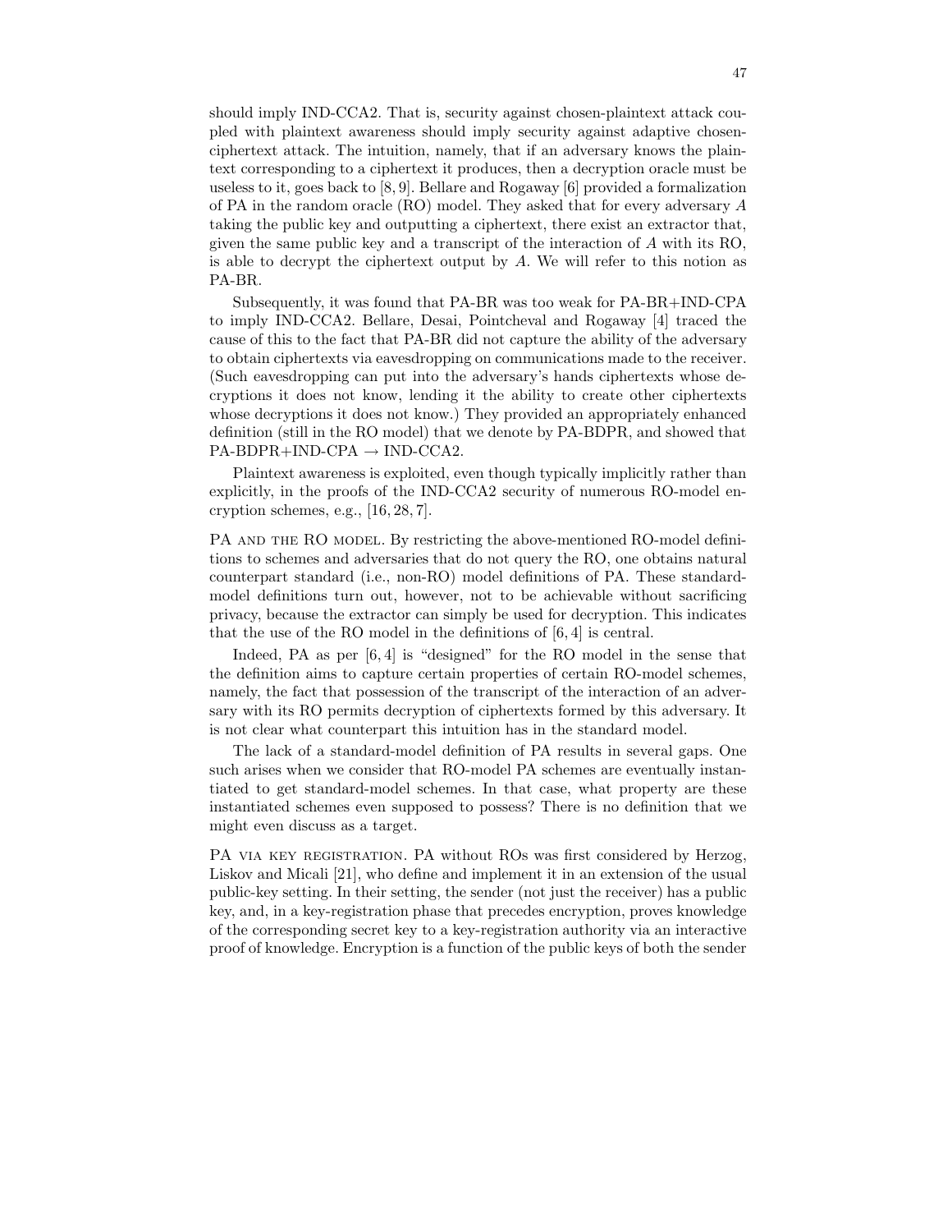should imply IND-CCA2. That is, security against chosen-plaintext attack coupled with plaintext awareness should imply security against adaptive chosen-ciphertext attack. The intuition, namely, that if an adversary knows the plaintext corresponding to a ciphertext it produces, then a decryption oracle must be useless to it, goes back to [8, 9]. Bellare and Rogaway [6] provided a formalization of PA in the random oracle (RO) model. They asked that for every adversary $A$ taking the public key and outputting a ciphertext, there exist an extractor that, given the same public key and a transcript of the interaction of $A$ with its RO, is able to decrypt the ciphertext output by $A$. We will refer to this notion as PA-BR.

Subsequently, it was found that PA-BR was too weak for PA-BR+IND-CPA to imply IND-CCA2. Bellare, Desai, Pointcheval and Rogaway [4] traced the cause of this to the fact that PA-BR did not capture the ability of the adversary to obtain ciphertexts via eavesdropping on communications made to the receiver. (Such eavesdropping can put into the adversary's hands ciphertexts whose decryptions it does not know, lending it the ability to create other ciphertexts whose decryptions it does not know.) They provided an appropriately enhanced definition (still in the RO model) that we denote by PA-BDPR, and showed that PA-BDPR+IND-CPA $\rightarrow$ IND-CCA2.

Plaintext awareness is exploited, even though typically implicitly rather than explicitly, in the proofs of the IND-CCA2 security of numerous RO-model encryption schemes, e.g., [16, 28, 7].

PA AND THE RO MODEL. By restricting the above-mentioned RO-model definitions to schemes and adversaries that do not query the RO, one obtains natural counterpart standard (i.e., non-RO) model definitions of PA. These standard-model definitions turn out, however, not to be achievable without sacrificing privacy, because the extractor can simply be used for decryption. This indicates that the use of the RO model in the definitions of [6, 4] is central.

Indeed, PA as per [6, 4] is "designed" for the RO model in the sense that the definition aims to capture certain properties of certain RO-model schemes, namely, the fact that possession of the transcript of the interaction of an adversary with its RO permits decryption of ciphertexts formed by this adversary. It is not clear what counterpart this intuition has in the standard model.

The lack of a standard-model definition of PA results in several gaps. One such arises when we consider that RO-model PA schemes are eventually instantiated to get standard-model schemes. In that case, what property are these instantiated schemes even supposed to possess? There is no definition that we might even discuss as a target.

PA VIA KEY REGISTRATION. PA without ROs was first considered by Herzog, Liskov and Micali [21], who define and implement it in an extension of the usual public-key setting. In their setting, the sender (not just the receiver) has a public key, and, in a key-registration phase that precedes encryption, proves knowledge of the corresponding secret key to a key-registration authority via an interactive proof of knowledge. Encryption is a function of the public keys of both the sender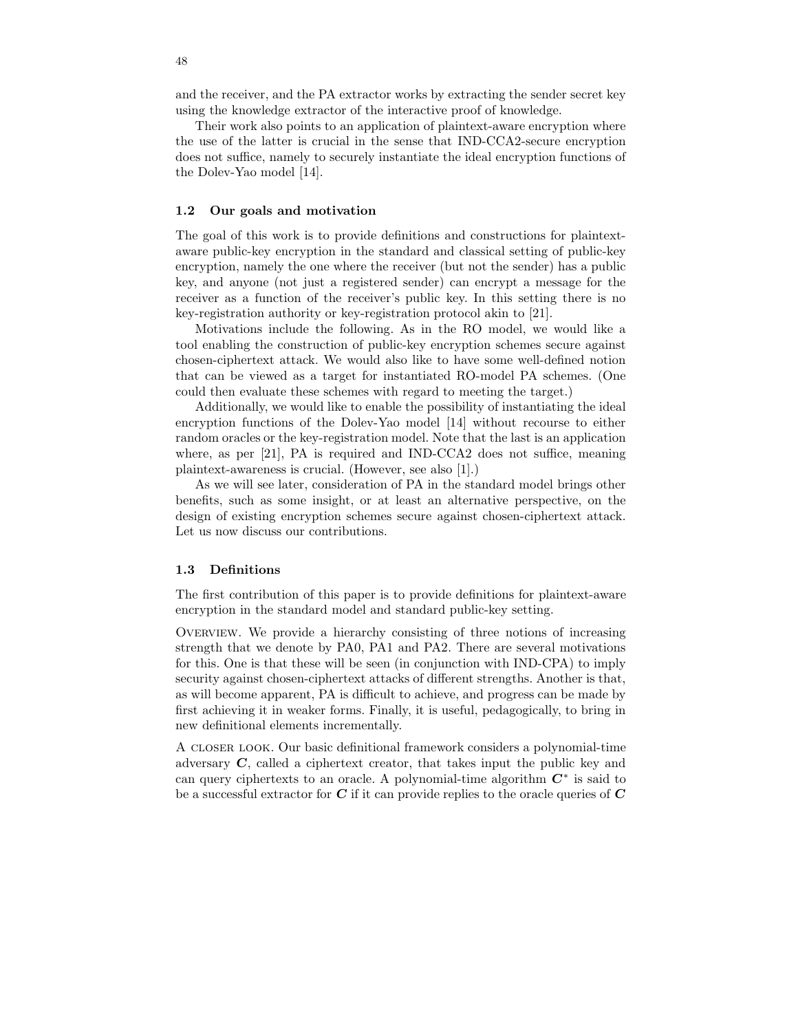and the receiver, and the PA extractor works by extracting the sender secret key using the knowledge extractor of the interactive proof of knowledge.

Their work also points to an application of plaintext-aware encryption where the use of the latter is crucial in the sense that IND-CCA2-secure encryption does not suffice, namely to securely instantiate the ideal encryption functions of the Dolev-Yao model [14].

### 1.2 Our goals and motivation

The goal of this work is to provide definitions and constructions for plaintext-aware public-key encryption in the standard and classical setting of public-key encryption, namely the one where the receiver (but not the sender) has a public key, and anyone (not just a registered sender) can encrypt a message for the receiver as a function of the receiver's public key. In this setting there is no key-registration authority or key-registration protocol akin to [21].

Motivations include the following. As in the RO model, we would like a tool enabling the construction of public-key encryption schemes secure against chosen-ciphertext attack. We would also like to have some well-defined notion that can be viewed as a target for instantiated RO-model PA schemes. (One could then evaluate these schemes with regard to meeting the target.)

Additionally, we would like to enable the possibility of instantiating the ideal encryption functions of the Dolev-Yao model [14] without recourse to either random oracles or the key-registration model. Note that the last is an application where, as per [21], PA is required and IND-CCA2 does not suffice, meaning plaintext-awareness is crucial. (However, see also [1].)

As we will see later, consideration of PA in the standard model brings other benefits, such as some insight, or at least an alternative perspective, on the design of existing encryption schemes secure against chosen-ciphertext attack. Let us now discuss our contributions.

### 1.3 Definitions

The first contribution of this paper is to provide definitions for plaintext-aware encryption in the standard model and standard public-key setting.

Overview. We provide a hierarchy consisting of three notions of increasing strength that we denote by PA0, PA1 and PA2. There are several motivations for this. One is that these will be seen (in conjunction with IND-CPA) to imply security against chosen-ciphertext attacks of different strengths. Another is that, as will become apparent, PA is difficult to achieve, and progress can be made by first achieving it in weaker forms. Finally, it is useful, pedagogically, to bring in new definitional elements incrementally.

A closer look. Our basic definitional framework considers a polynomial-time adversary $\boldsymbol{C}$, called a ciphertext creator, that takes input the public key and can query ciphertexts to an oracle. A polynomial-time algorithm $\boldsymbol{C}^*$ is said to be a successful extractor for $\boldsymbol{C}$ if it can provide replies to the oracle queries of $\boldsymbol{C}$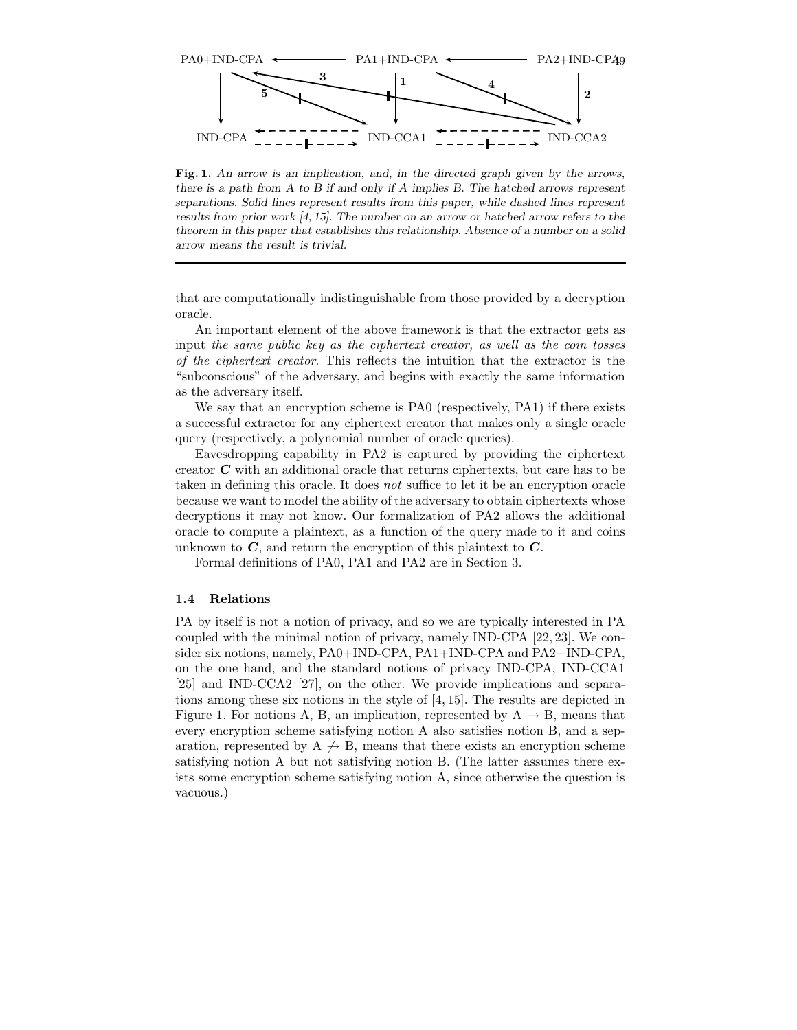**Fig. 1.** *An arrow is an implication, and, in the directed graph given by the arrows, there is a path from A to B if and only if A implies B. The hatched arrows represent separations. Solid lines represent results from this paper, while dashed lines represent results from prior work [4, 15]. The number on an arrow or hatched arrow refers to the theorem in this paper that establishes this relationship. Absence of a number on a solid arrow means the result is trivial.*

that are computationally indistinguishable from those provided by a decryption oracle.

An important element of the above framework is that the extractor gets as input *the same public key as the ciphertext creator, as well as the coin tosses of the ciphertext creator*. This reflects the intuition that the extractor is the "subconscious" of the adversary, and begins with exactly the same information as the adversary itself.

We say that an encryption scheme is PA0 (respectively, PA1) if there exists a successful extractor for any ciphertext creator that makes only a single oracle query (respectively, a polynomial number of oracle queries).

Eavesdropping capability in PA2 is captured by providing the ciphertext creator $\boldsymbol{C}$ with an additional oracle that returns ciphertexts, but care has to be taken in defining this oracle. It does *not* suffice to let it be an encryption oracle because we want to model the ability of the adversary to obtain ciphertexts whose decryptions it may not know. Our formalization of PA2 allows the additional oracle to compute a plaintext, as a function of the query made to it and coins unknown to $\boldsymbol{C}$, and return the encryption of this plaintext to $\boldsymbol{C}$.

Formal definitions of PA0, PA1 and PA2 are in Section 3.

### 1.4 Relations

PA by itself is not a notion of privacy, and so we are typically interested in PA coupled with the minimal notion of privacy, namely IND-CPA [22, 23]. We consider six notions, namely, PA0+IND-CPA, PA1+IND-CPA and PA2+IND-CPA, on the one hand, and the standard notions of privacy IND-CPA, IND-CCA1 [25] and IND-CCA2 [27], on the other. We provide implications and separations among these six notions in the style of [4, 15]. The results are depicted in Figure 1. For notions A, B, an implication, represented by A $\rightarrow$ B, means that every encryption scheme satisfying notion A also satisfies notion B, and a separation, represented by A $\not\rightarrow$ B, means that there exists an encryption scheme satisfying notion A but not satisfying notion B. (The latter assumes there exists some encryption scheme satisfying notion A, since otherwise the question is vacuous.)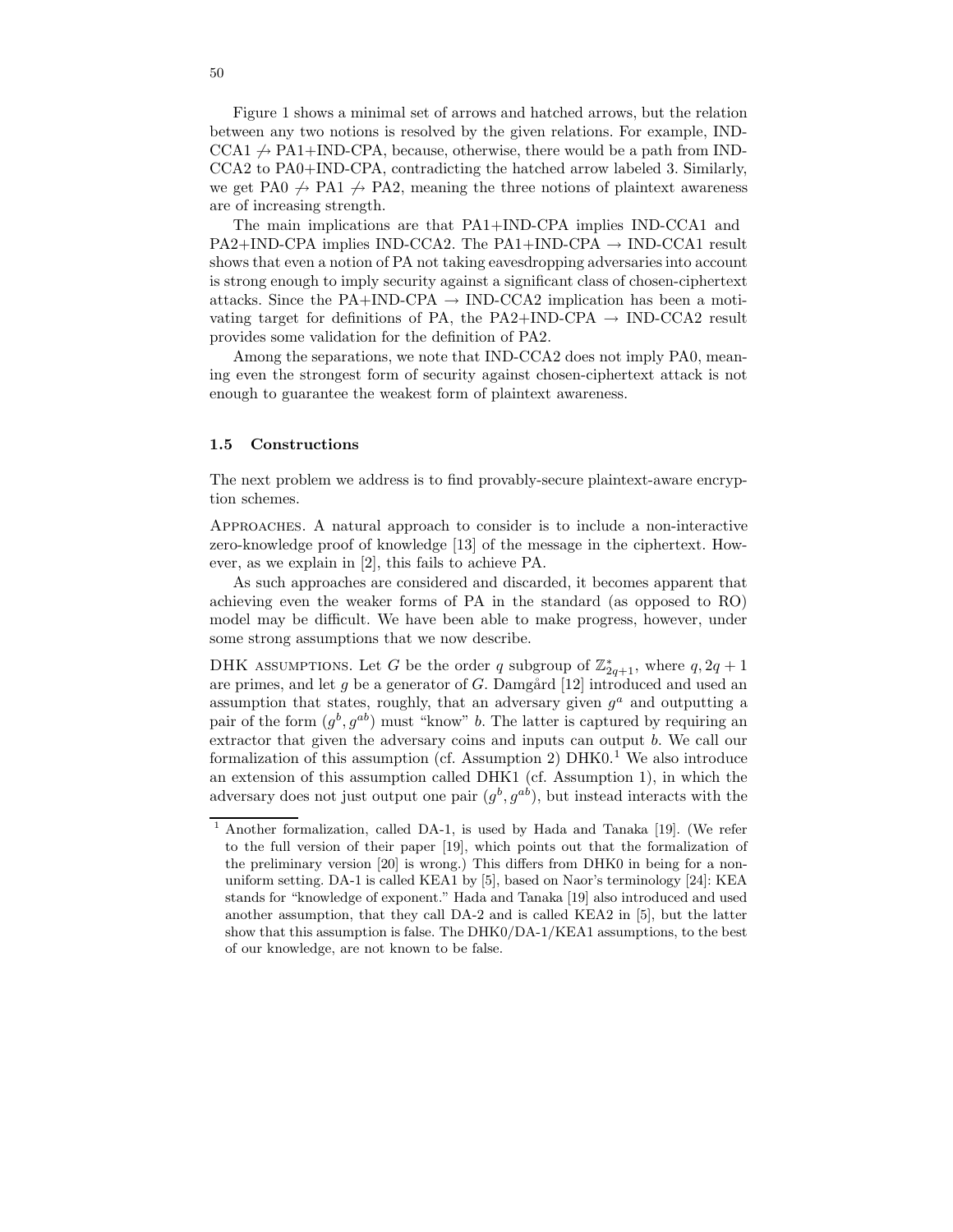Figure 1 shows a minimal set of arrows and hatched arrows, but the relation between any two notions is resolved by the given relations. For example, IND-CCA1 $\not\rightarrow$ PA1+IND-CPA, because, otherwise, there would be a path from IND-CCA2 to PA0+IND-CPA, contradicting the hatched arrow labeled 3. Similarly, we get PA0 $\not\rightarrow$ PA1 $\not\rightarrow$ PA2, meaning the three notions of plaintext awareness are of increasing strength.

The main implications are that PA1+IND-CPA implies IND-CCA1 and PA2+IND-CPA implies IND-CCA2. The PA1+IND-CPA $\rightarrow$ IND-CCA1 result shows that even a notion of PA not taking eavesdropping adversaries into account is strong enough to imply security against a significant class of chosen-ciphertext attacks. Since the PA+IND-CPA $\rightarrow$ IND-CCA2 implication has been a motivating target for definitions of PA, the PA2+IND-CPA $\rightarrow$ IND-CCA2 result provides some validation for the definition of PA2.

Among the separations, we note that IND-CCA2 does not imply PA0, meaning even the strongest form of security against chosen-ciphertext attack is not enough to guarantee the weakest form of plaintext awareness.

### 1.5 Constructions

The next problem we address is to find provably-secure plaintext-aware encryption schemes.

Approaches. A natural approach to consider is to include a non-interactive zero-knowledge proof of knowledge [13] of the message in the ciphertext. However, as we explain in [2], this fails to achieve PA.

As such approaches are considered and discarded, it becomes apparent that achieving even the weaker forms of PA in the standard (as opposed to RO) model may be difficult. We have been able to make progress, however, under some strong assumptions that we now describe.

DHK assumptions. Let $G$ be the order $q$ subgroup of $\mathbb{Z}_{2q+1}^*$, where $q, 2q+1$ are primes, and let $g$ be a generator of $G$. Damgård [12] introduced and used an assumption that states, roughly, that an adversary given $g^a$ and outputting a pair of the form $(g^b, g^{ab})$ must "know" $b$. The latter is captured by requiring an extractor that given the adversary coins and inputs can output $b$. We call our formalization of this assumption (cf. Assumption 2) DHK0.[1] We also introduce an extension of this assumption called DHK1 (cf. Assumption 1), in which the adversary does not just output one pair $(g^b, g^{ab})$, but instead interacts with the

[1] Another formalization, called DA-1, is used by Hada and Tanaka [19]. (We refer to the full version of their paper [19], which points out that the formalization of the preliminary version [20] is wrong.) This differs from DHK0 in being for a non-uniform setting. DA-1 is called KEA1 by [5], based on Naor's terminology [24]: KEA stands for "knowledge of exponent." Hada and Tanaka [19] also introduced and used another assumption, that they call DA-2 and is called KEA2 in [5], but the latter show that this assumption is false. The DHK0/DA-1/KEA1 assumptions, to the best of our knowledge, are not known to be false.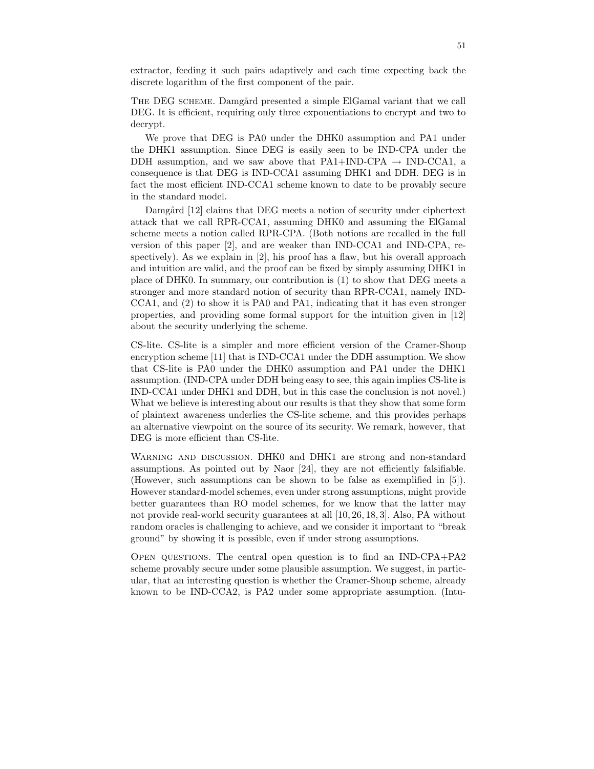extractor, feeding it such pairs adaptively and each time expecting back the discrete logarithm of the first component of the pair.

The DEG scheme. Damgård presented a simple ElGamal variant that we call DEG. It is efficient, requiring only three exponentiations to encrypt and two to decrypt.

We prove that DEG is PA0 under the DHK0 assumption and PA1 under the DHK1 assumption. Since DEG is easily seen to be IND-CPA under the DDH assumption, and we saw above that PA1+IND-CPA $\rightarrow$ IND-CCA1, a consequence is that DEG is IND-CCA1 assuming DHK1 and DDH. DEG is in fact the most efficient IND-CCA1 scheme known to date to be provably secure in the standard model.

Damgård [12] claims that DEG meets a notion of security under ciphertext attack that we call RPR-CCA1, assuming DHK0 and assuming the ElGamal scheme meets a notion called RPR-CPA. (Both notions are recalled in the full version of this paper [2], and are weaker than IND-CCA1 and IND-CPA, respectively). As we explain in [2], his proof has a flaw, but his overall approach and intuition are valid, and the proof can be fixed by simply assuming DHK1 in place of DHK0. In summary, our contribution is (1) to show that DEG meets a stronger and more standard notion of security than RPR-CCA1, namely IND-CCA1, and (2) to show it is PA0 and PA1, indicating that it has even stronger properties, and providing some formal support for the intuition given in [12] about the security underlying the scheme.

CS-lite. CS-lite is a simpler and more efficient version of the Cramer-Shoup encryption scheme [11] that is IND-CCA1 under the DDH assumption. We show that CS-lite is PA0 under the DHK0 assumption and PA1 under the DHK1 assumption. (IND-CPA under DDH being easy to see, this again implies CS-lite is IND-CCA1 under DHK1 and DDH, but in this case the conclusion is not novel.) What we believe is interesting about our results is that they show that some form of plaintext awareness underlies the CS-lite scheme, and this provides perhaps an alternative viewpoint on the source of its security. We remark, however, that DEG is more efficient than CS-lite.

Warning and discussion. DHK0 and DHK1 are strong and non-standard assumptions. As pointed out by Naor [24], they are not efficiently falsifiable. (However, such assumptions can be shown to be false as exemplified in [5]). However standard-model schemes, even under strong assumptions, might provide better guarantees than RO model schemes, for we know that the latter may not provide real-world security guarantees at all [10, 26, 18, 3]. Also, PA without random oracles is challenging to achieve, and we consider it important to "break ground" by showing it is possible, even if under strong assumptions.

Open questions. The central open question is to find an IND-CPA+PA2 scheme provably secure under some plausible assumption. We suggest, in particular, that an interesting question is whether the Cramer-Shoup scheme, already known to be IND-CCA2, is PA2 under some appropriate assumption. (Intu-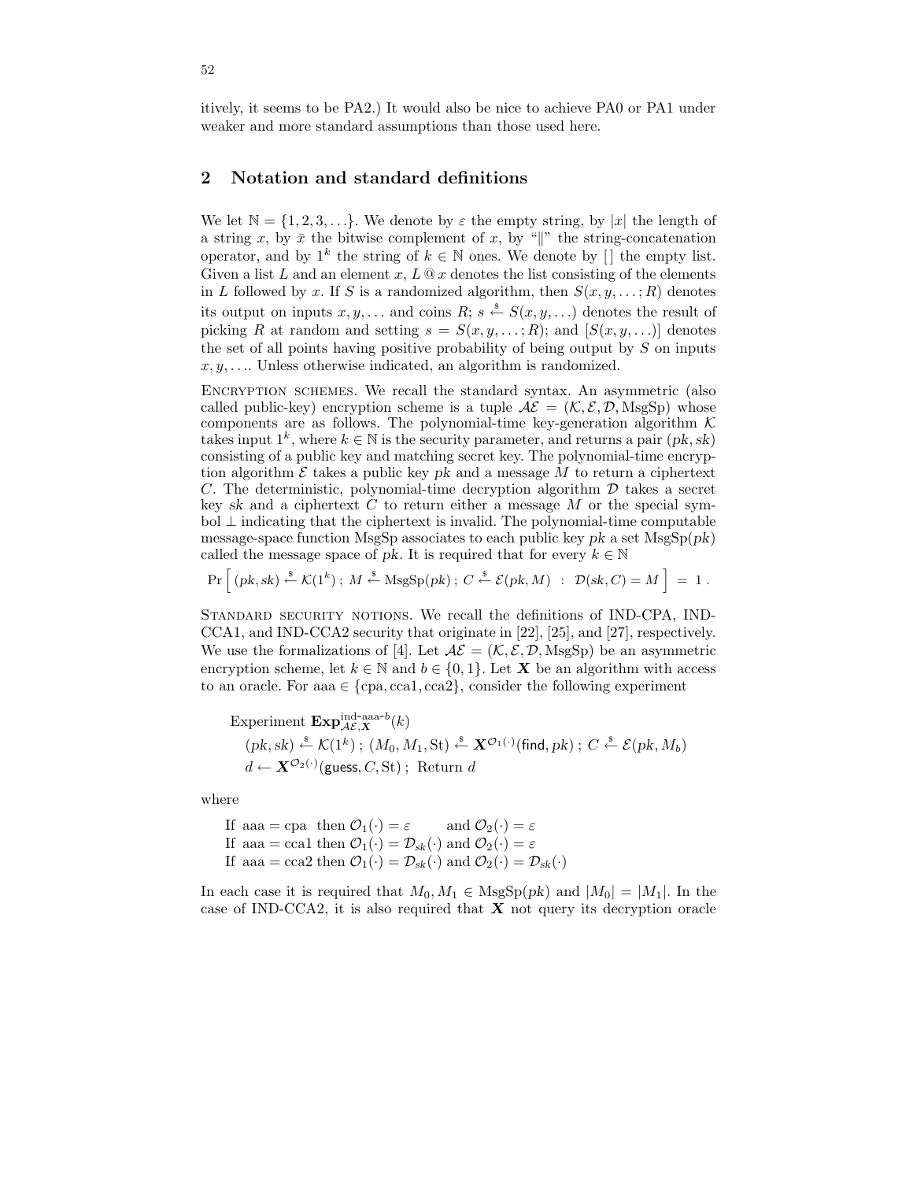itively, it seems to be PA2.) It would also be nice to achieve PA0 or PA1 under weaker and more standard assumptions than those used here.

## 2 Notation and standard definitions

We let $\mathbb{N} = \{1, 2, 3, \ldots\}$. We denote by $\varepsilon$ the empty string, by $|x|$ the length of a string $x$, by $\bar{x}$ the bitwise complement of $x$, by "$\|$" the string-concatenation operator, and by $1^k$ the string of $k \in \mathbb{N}$ ones. We denote by $[\,]$ the empty list. Given a list $L$ and an element $x$, $L @ x$ denotes the list consisting of the elements in $L$ followed by $x$. If $S$ is a randomized algorithm, then $S(x, y, \ldots ; R)$ denotes its output on inputs $x, y, \ldots$ and coins $R$; $s \stackrel{\$}{\leftarrow} S(x, y, \ldots)$ denotes the result of picking $R$ at random and setting $s = S(x, y, \ldots ; R)$; and $[S(x, y, \ldots)]$ denotes the set of all points having positive probability of being output by $S$ on inputs $x, y, \ldots$. Unless otherwise indicated, an algorithm is randomized.

**Encryption schemes.** We recall the standard syntax. An asymmetric (also called public-key) encryption scheme is a tuple $\mathcal{AE} = (\mathcal{K}, \mathcal{E}, \mathcal{D}, \mathrm{MsgSp})$ whose components are as follows. The polynomial-time key-generation algorithm $\mathcal{K}$ takes input $1^k$, where $k \in \mathbb{N}$ is the security parameter, and returns a pair $(pk, sk)$ consisting of a public key and matching secret key. The polynomial-time encryption algorithm $\mathcal{E}$ takes a public key $pk$ and a message $M$ to return a ciphertext $C$. The deterministic, polynomial-time decryption algorithm $\mathcal{D}$ takes a secret key $sk$ and a ciphertext $C$ to return either a message $M$ or the special symbol $\perp$ indicating that the ciphertext is invalid. The polynomial-time computable message-space function MsgSp associates to each public key $pk$ a set $\mathrm{MsgSp}(pk)$ called the message space of $pk$. It is required that for every $k \in \mathbb{N}$

$$\Pr\Big[\, (pk, sk) \stackrel{\$}{\leftarrow} \mathcal{K}(1^k)\,;\; M \stackrel{\$}{\leftarrow} \mathrm{MsgSp}(pk)\,;\; C \stackrel{\$}{\leftarrow} \mathcal{E}(pk, M) \;:\; \mathcal{D}(sk, C) = M \,\Big] \;=\; 1\,.$$

**Standard security notions.** We recall the definitions of IND-CPA, IND-CCA1, and IND-CCA2 security that originate in [22], [25], and [27], respectively. We use the formalizations of [4]. Let $\mathcal{AE} = (\mathcal{K}, \mathcal{E}, \mathcal{D}, \mathrm{MsgSp})$ be an asymmetric encryption scheme, let $k \in \mathbb{N}$ and $b \in \{0, 1\}$. Let $\boldsymbol{X}$ be an algorithm with access to an oracle. For aaa $\in \{\mathrm{cpa}, \mathrm{cca1}, \mathrm{cca2}\}$, consider the following experiment

> Experiment $\mathbf{Exp}^{\mathrm{ind\text{-}aaa\text{-}}b}_{\mathcal{AE},\boldsymbol{X}}(k)$
> $(pk, sk) \stackrel{\$}{\leftarrow} \mathcal{K}(1^k)\,;\; (M_0, M_1, \mathrm{St}) \stackrel{\$}{\leftarrow} \boldsymbol{X}^{\mathcal{O}_1(\cdot)}(\mathsf{find}, pk)\,;\; C \stackrel{\$}{\leftarrow} \mathcal{E}(pk, M_b)$
> $d \leftarrow \boldsymbol{X}^{\mathcal{O}_2(\cdot)}(\mathsf{guess}, C, \mathrm{St})\,;\;$ Return $d$

where

> If aaa = cpa then $\mathcal{O}_1(\cdot) = \varepsilon$ and $\mathcal{O}_2(\cdot) = \varepsilon$
> If aaa = cca1 then $\mathcal{O}_1(\cdot) = \mathcal{D}_{sk}(\cdot)$ and $\mathcal{O}_2(\cdot) = \varepsilon$
> If aaa = cca2 then $\mathcal{O}_1(\cdot) = \mathcal{D}_{sk}(\cdot)$ and $\mathcal{O}_2(\cdot) = \mathcal{D}_{sk}(\cdot)$

In each case it is required that $M_0, M_1 \in \mathrm{MsgSp}(pk)$ and $|M_0| = |M_1|$. In the case of IND-CCA2, it is also required that $\boldsymbol{X}$ not query its decryption oracle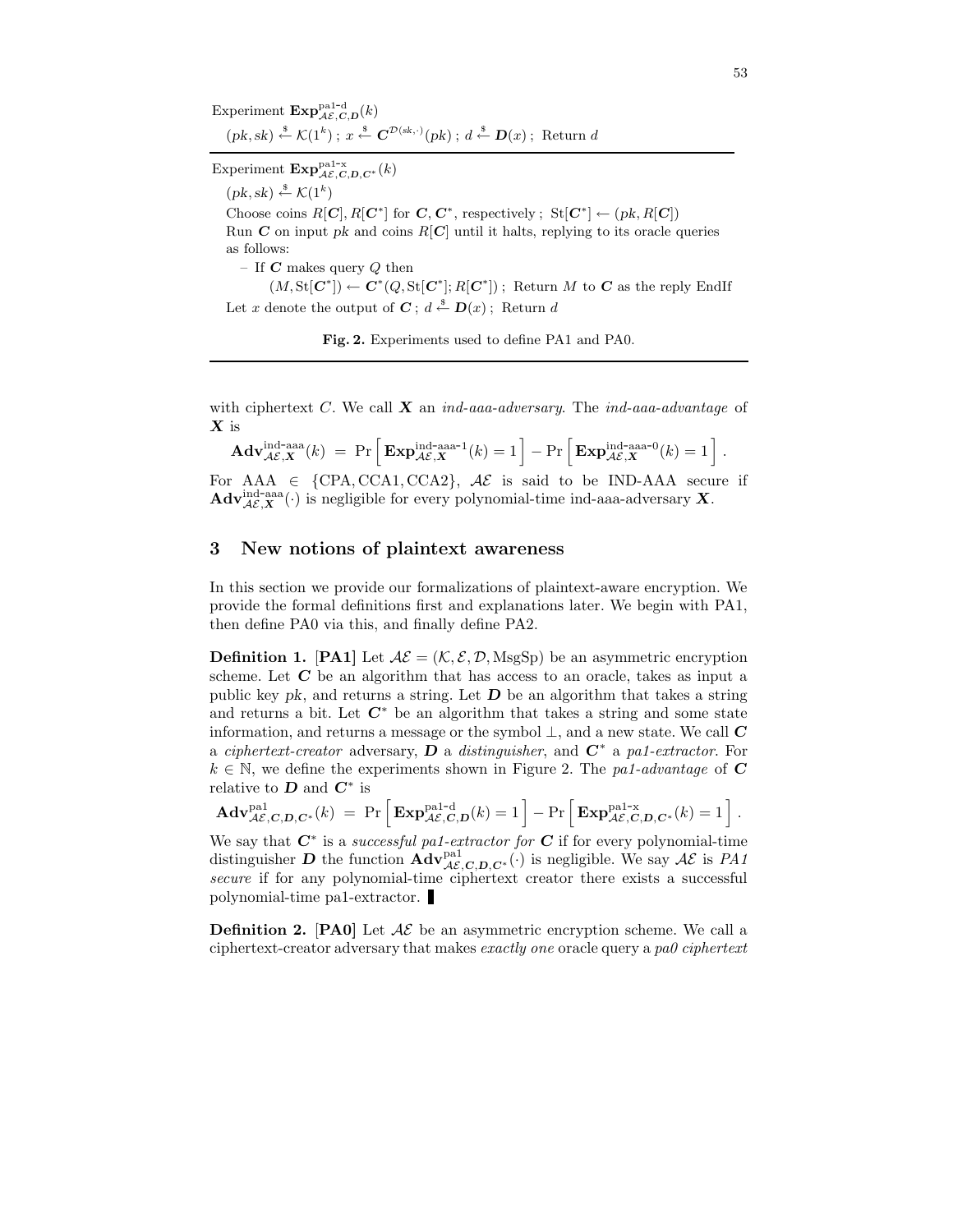Experiment $\mathbf{Exp}^{\text{pa1-d}}_{\mathcal{AE},\boldsymbol{C},\boldsymbol{D}}(k)$

$(pk, sk) \stackrel{\$}{\leftarrow} \mathcal{K}(1^k)$ ; $x \stackrel{\$}{\leftarrow} \boldsymbol{C}^{\mathcal{D}(sk,\cdot)}(pk)$ ; $d \stackrel{\$}{\leftarrow} \boldsymbol{D}(x)$ ; Return $d$

---

Experiment $\mathbf{Exp}^{\text{pa1-x}}_{\mathcal{AE},\boldsymbol{C},\boldsymbol{D},\boldsymbol{C}^*}(k)$

$(pk, sk) \stackrel{\$}{\leftarrow} \mathcal{K}(1^k)$

Choose coins $R[\boldsymbol{C}], R[\boldsymbol{C}^*]$ for $\boldsymbol{C}, \boldsymbol{C}^*$, respectively ; $\mathrm{St}[\boldsymbol{C}^*] \leftarrow (pk, R[\boldsymbol{C}])$

Run $\boldsymbol{C}$ on input $pk$ and coins $R[\boldsymbol{C}]$ until it halts, replying to its oracle queries as follows:

– If $\boldsymbol{C}$ makes query $Q$ then

$(M, \mathrm{St}[\boldsymbol{C}^*]) \leftarrow \boldsymbol{C}^*(Q, \mathrm{St}[\boldsymbol{C}^*]; R[\boldsymbol{C}^*])$ ; Return $M$ to $\boldsymbol{C}$ as the reply EndIf

Let $x$ denote the output of $\boldsymbol{C}$ ; $d \stackrel{\$}{\leftarrow} \boldsymbol{D}(x)$ ; Return $d$

**Fig. 2.** Experiments used to define PA1 and PA0.

---

with ciphertext $C$. We call $\boldsymbol{X}$ an *ind-aaa-adversary*. The *ind-aaa-advantage* of $\boldsymbol{X}$ is

$$\mathbf{Adv}^{\text{ind-aaa}}_{\mathcal{AE},\boldsymbol{X}}(k) \;=\; \Pr\left[\,\mathbf{Exp}^{\text{ind-aaa-1}}_{\mathcal{AE},\boldsymbol{X}}(k) = 1\,\right] - \Pr\left[\,\mathbf{Exp}^{\text{ind-aaa-0}}_{\mathcal{AE},\boldsymbol{X}}(k) = 1\,\right].$$

For AAA $\in$ {CPA, CCA1, CCA2}, $\mathcal{AE}$ is said to be IND-AAA secure if $\mathbf{Adv}^{\text{ind-aaa}}_{\mathcal{AE},\boldsymbol{X}}(\cdot)$ is negligible for every polynomial-time ind-aaa-adversary $\boldsymbol{X}$.

## 3 New notions of plaintext awareness

In this section we provide our formalizations of plaintext-aware encryption. We provide the formal definitions first and explanations later. We begin with PA1, then define PA0 via this, and finally define PA2.

**Definition 1.** **[PA1]** Let $\mathcal{AE} = (\mathcal{K}, \mathcal{E}, \mathcal{D}, \mathrm{MsgSp})$ be an asymmetric encryption scheme. Let $\boldsymbol{C}$ be an algorithm that has access to an oracle, takes as input a public key $pk$, and returns a string. Let $\boldsymbol{D}$ be an algorithm that takes a string and returns a bit. Let $\boldsymbol{C}^*$ be an algorithm that takes a string and some state information, and returns a message or the symbol $\perp$, and a new state. We call $\boldsymbol{C}$ a *ciphertext-creator* adversary, $\boldsymbol{D}$ a *distinguisher*, and $\boldsymbol{C}^*$ a *pa1-extractor*. For $k \in \mathbb{N}$, we define the experiments shown in Figure 2. The *pa1-advantage* of $\boldsymbol{C}$ relative to $\boldsymbol{D}$ and $\boldsymbol{C}^*$ is

$$\mathbf{Adv}^{\text{pa1}}_{\mathcal{AE},\boldsymbol{C},\boldsymbol{D},\boldsymbol{C}^*}(k) \;=\; \Pr\left[\,\mathbf{Exp}^{\text{pa1-d}}_{\mathcal{AE},\boldsymbol{C},\boldsymbol{D}}(k) = 1\,\right] - \Pr\left[\,\mathbf{Exp}^{\text{pa1-x}}_{\mathcal{AE},\boldsymbol{C},\boldsymbol{D},\boldsymbol{C}^*}(k) = 1\,\right].$$

We say that $\boldsymbol{C}^*$ is a *successful pa1-extractor for* $\boldsymbol{C}$ if for every polynomial-time distinguisher $\boldsymbol{D}$ the function $\mathbf{Adv}^{\text{pa1}}_{\mathcal{AE},\boldsymbol{C},\boldsymbol{D},\boldsymbol{C}^*}(\cdot)$ is negligible. We say $\mathcal{AE}$ is *PA1 secure* if for any polynomial-time ciphertext creator there exists a successful polynomial-time pa1-extractor. ∎

**Definition 2.** **[PA0]** Let $\mathcal{AE}$ be an asymmetric encryption scheme. We call a ciphertext-creator adversary that makes *exactly one* oracle query a *pa0 ciphertext*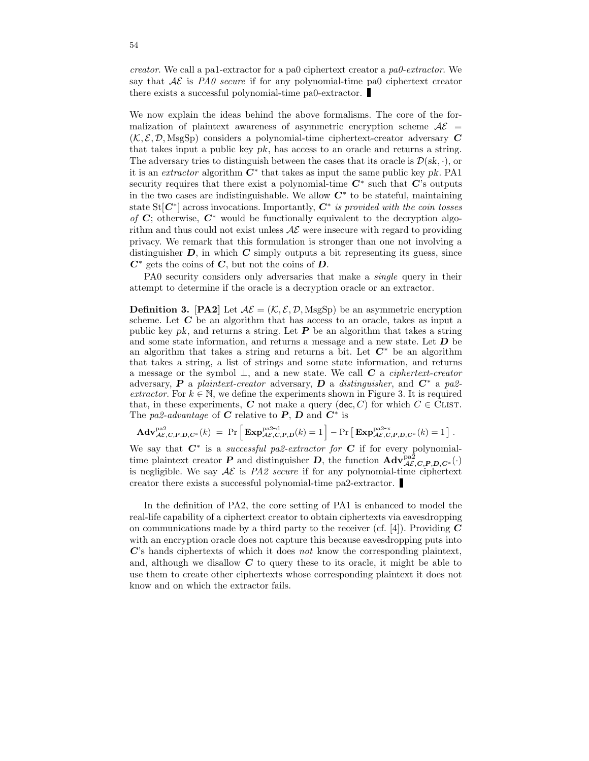*creator*. We call a pa1-extractor for a pa0 ciphertext creator a *pa0-extractor*. We say that $\mathcal{AE}$ is *PA0 secure* if for any polynomial-time pa0 ciphertext creator there exists a successful polynomial-time pa0-extractor. ∎

We now explain the ideas behind the above formalisms. The core of the formalization of plaintext awareness of asymmetric encryption scheme $\mathcal{AE} = (\mathcal{K}, \mathcal{E}, \mathcal{D}, \text{MsgSp})$ considers a polynomial-time ciphertext-creator adversary $\boldsymbol{C}$ that takes input a public key $pk$, has access to an oracle and returns a string. The adversary tries to distinguish between the cases that its oracle is $\mathcal{D}(sk, \cdot)$, or it is an *extractor* algorithm $\boldsymbol{C}^*$ that takes as input the same public key $pk$. PA1 security requires that there exist a polynomial-time $\boldsymbol{C}^*$ such that $\boldsymbol{C}$'s outputs in the two cases are indistinguishable. We allow $\boldsymbol{C}^*$ to be stateful, maintaining state $\text{St}[\boldsymbol{C}^*]$ across invocations. Importantly, $\boldsymbol{C}^*$ *is provided with the coin tosses of* $\boldsymbol{C}$; otherwise, $\boldsymbol{C}^*$ would be functionally equivalent to the decryption algorithm and thus could not exist unless $\mathcal{AE}$ were insecure with regard to providing privacy. We remark that this formulation is stronger than one not involving a distinguisher $\boldsymbol{D}$, in which $\boldsymbol{C}$ simply outputs a bit representing its guess, since $\boldsymbol{C}^*$ gets the coins of $\boldsymbol{C}$, but not the coins of $\boldsymbol{D}$.

PA0 security considers only adversaries that make a *single* query in their attempt to determine if the oracle is a decryption oracle or an extractor.

**Definition 3. [PA2]** Let $\mathcal{AE} = (\mathcal{K}, \mathcal{E}, \mathcal{D}, \text{MsgSp})$ be an asymmetric encryption scheme. Let $\boldsymbol{C}$ be an algorithm that has access to an oracle, takes as input a public key $pk$, and returns a string. Let $\boldsymbol{P}$ be an algorithm that takes a string and some state information, and returns a message and a new state. Let $\boldsymbol{D}$ be an algorithm that takes a string and returns a bit. Let $\boldsymbol{C}^*$ be an algorithm that takes a string, a list of strings and some state information, and returns a message or the symbol $\perp$, and a new state. We call $\boldsymbol{C}$ a *ciphertext-creator* adversary, $\boldsymbol{P}$ a *plaintext-creator* adversary, $\boldsymbol{D}$ a *distinguisher*, and $\boldsymbol{C}^*$ a *pa2-extractor*. For $k \in \mathbb{N}$, we define the experiments shown in Figure 3. It is required that, in these experiments, $\boldsymbol{C}$ not make a query $(\mathsf{dec}, C)$ for which $C \in \text{CLIST}$. The *pa2-advantage* of $\boldsymbol{C}$ relative to $\boldsymbol{P}$, $\boldsymbol{D}$ and $\boldsymbol{C}^*$ is

$$\mathbf{Adv}^{\text{pa2}}_{\mathcal{AE},\boldsymbol{C},\boldsymbol{P},\boldsymbol{D},\boldsymbol{C}^*}(k) \;=\; \Pr\left[\,\mathbf{Exp}^{\text{pa2-d}}_{\mathcal{AE},\boldsymbol{C},\boldsymbol{P},\boldsymbol{D}}(k) = 1\,\right] - \Pr\left[\,\mathbf{Exp}^{\text{pa2-x}}_{\mathcal{AE},\boldsymbol{C},\boldsymbol{P},\boldsymbol{D},\boldsymbol{C}^*}(k) = 1\,\right].$$

We say that $\boldsymbol{C}^*$ is a *successful pa2-extractor for* $\boldsymbol{C}$ if for every polynomial-time plaintext creator $\boldsymbol{P}$ and distinguisher $\boldsymbol{D}$, the function $\mathbf{Adv}^{\text{pa2}}_{\mathcal{AE},\boldsymbol{C},\boldsymbol{P},\boldsymbol{D},\boldsymbol{C}^*}(\cdot)$ is negligible. We say $\mathcal{AE}$ is *PA2 secure* if for any polynomial-time ciphertext creator there exists a successful polynomial-time pa2-extractor. ∎

In the definition of PA2, the core setting of PA1 is enhanced to model the real-life capability of a ciphertext creator to obtain ciphertexts via eavesdropping on communications made by a third party to the receiver (cf. [4]). Providing $\boldsymbol{C}$ with an encryption oracle does not capture this because eavesdropping puts into $\boldsymbol{C}$'s hands ciphertexts of which it does *not* know the corresponding plaintext, and, although we disallow $\boldsymbol{C}$ to query these to its oracle, it might be able to use them to create other ciphertexts whose corresponding plaintext it does not know and on which the extractor fails.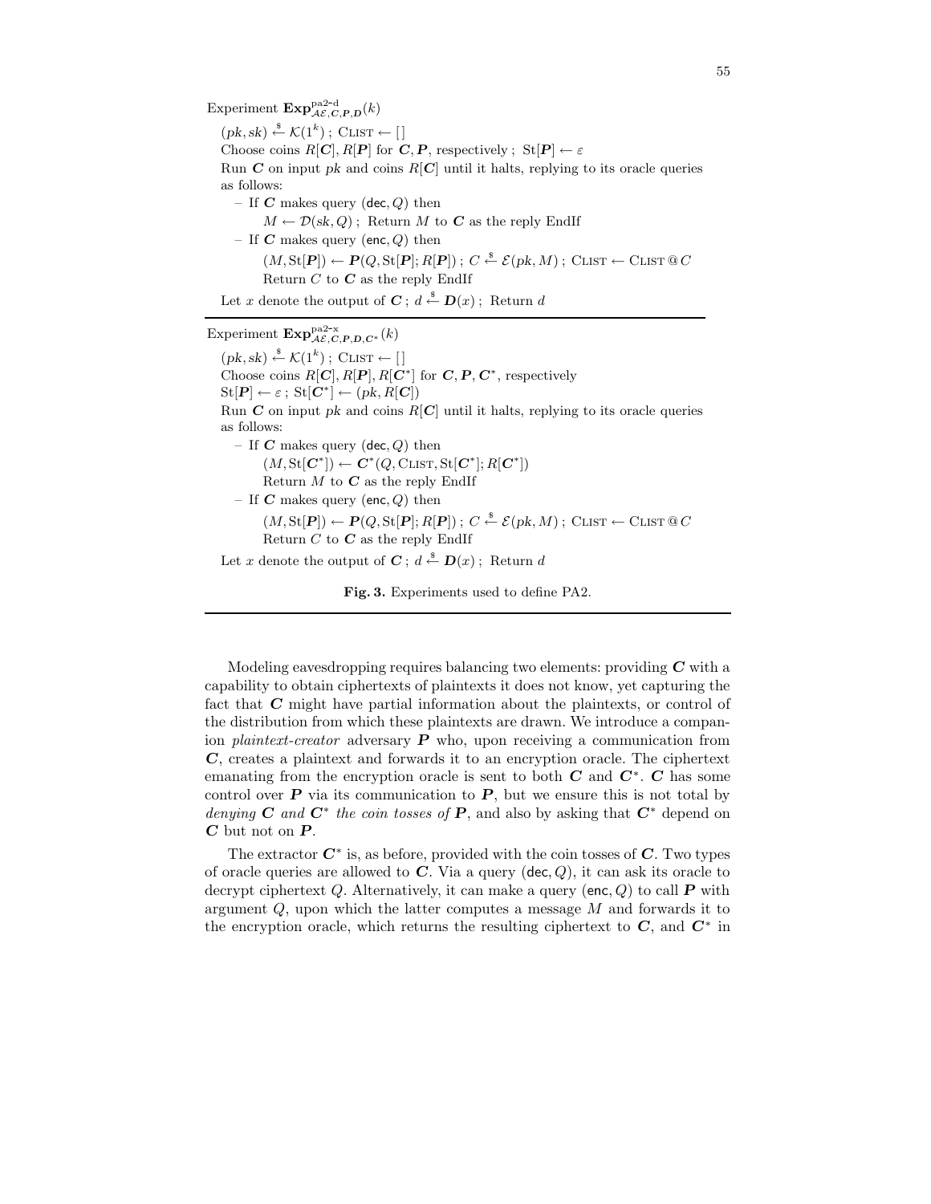Experiment $\mathbf{Exp}^{\text{pa2-d}}_{\mathcal{AE},\boldsymbol{C},\boldsymbol{P},\boldsymbol{D}}(k)$

$(pk, sk) \xleftarrow{\$} \mathcal{K}(1^k)$ ; $\text{CLIST} \leftarrow [\,]$

Choose coins $R[\boldsymbol{C}], R[\boldsymbol{P}]$ for $\boldsymbol{C}, \boldsymbol{P}$, respectively ; $\text{St}[\boldsymbol{P}] \leftarrow \varepsilon$

Run $\boldsymbol{C}$ on input $pk$ and coins $R[\boldsymbol{C}]$ until it halts, replying to its oracle queries as follows:

- If $\boldsymbol{C}$ makes query $(\mathsf{dec}, Q)$ then
  $M \leftarrow \mathcal{D}(sk, Q)$ ; Return $M$ to $\boldsymbol{C}$ as the reply EndIf
- If $\boldsymbol{C}$ makes query $(\mathsf{enc}, Q)$ then
  $(M, \text{St}[\boldsymbol{P}]) \leftarrow \boldsymbol{P}(Q, \text{St}[\boldsymbol{P}]; R[\boldsymbol{P}])$ ; $C \xleftarrow{\$} \mathcal{E}(pk, M)$ ; $\text{CLIST} \leftarrow \text{CLIST} \,@\, C$
  Return $C$ to $\boldsymbol{C}$ as the reply EndIf

Let $x$ denote the output of $\boldsymbol{C}$ ; $d \xleftarrow{\$} \boldsymbol{D}(x)$ ; Return $d$

---

Experiment $\mathbf{Exp}^{\text{pa2-x}}_{\mathcal{AE},\boldsymbol{C},\boldsymbol{P},\boldsymbol{D},\boldsymbol{C}^*}(k)$

$(pk, sk) \xleftarrow{\$} \mathcal{K}(1^k)$ ; $\text{CLIST} \leftarrow [\,]$

Choose coins $R[\boldsymbol{C}], R[\boldsymbol{P}], R[\boldsymbol{C}^*]$ for $\boldsymbol{C}, \boldsymbol{P}, \boldsymbol{C}^*$, respectively

$\text{St}[\boldsymbol{P}] \leftarrow \varepsilon$ ; $\text{St}[\boldsymbol{C}^*] \leftarrow (pk, R[\boldsymbol{C}])$

Run $\boldsymbol{C}$ on input $pk$ and coins $R[\boldsymbol{C}]$ until it halts, replying to its oracle queries as follows:

- If $\boldsymbol{C}$ makes query $(\mathsf{dec}, Q)$ then
  $(M, \text{St}[\boldsymbol{C}^*]) \leftarrow \boldsymbol{C}^*(Q, \text{CLIST}, \text{St}[\boldsymbol{C}^*]; R[\boldsymbol{C}^*])$
  Return $M$ to $\boldsymbol{C}$ as the reply EndIf
- If $\boldsymbol{C}$ makes query $(\mathsf{enc}, Q)$ then
  $(M, \text{St}[\boldsymbol{P}]) \leftarrow \boldsymbol{P}(Q, \text{St}[\boldsymbol{P}]; R[\boldsymbol{P}])$ ; $C \xleftarrow{\$} \mathcal{E}(pk, M)$ ; $\text{CLIST} \leftarrow \text{CLIST} \,@\, C$
  Return $C$ to $\boldsymbol{C}$ as the reply EndIf

Let $x$ denote the output of $\boldsymbol{C}$ ; $d \xleftarrow{\$} \boldsymbol{D}(x)$ ; Return $d$

**Fig. 3.** Experiments used to define PA2.

---

Modeling eavesdropping requires balancing two elements: providing $\boldsymbol{C}$ with a capability to obtain ciphertexts of plaintexts it does not know, yet capturing the fact that $\boldsymbol{C}$ might have partial information about the plaintexts, or control of the distribution from which these plaintexts are drawn. We introduce a companion *plaintext-creator* adversary $\boldsymbol{P}$ who, upon receiving a communication from $\boldsymbol{C}$, creates a plaintext and forwards it to an encryption oracle. The ciphertext emanating from the encryption oracle is sent to both $\boldsymbol{C}$ and $\boldsymbol{C}^*$. $\boldsymbol{C}$ has some control over $\boldsymbol{P}$ via its communication to $\boldsymbol{P}$, but we ensure this is not total by *denying* $\boldsymbol{C}$ *and* $\boldsymbol{C}^*$ *the coin tosses of* $\boldsymbol{P}$, and also by asking that $\boldsymbol{C}^*$ depend on $\boldsymbol{C}$ but not on $\boldsymbol{P}$.

The extractor $\boldsymbol{C}^*$ is, as before, provided with the coin tosses of $\boldsymbol{C}$. Two types of oracle queries are allowed to $\boldsymbol{C}$. Via a query $(\mathsf{dec}, Q)$, it can ask its oracle to decrypt ciphertext $Q$. Alternatively, it can make a query $(\mathsf{enc}, Q)$ to call $\boldsymbol{P}$ with argument $Q$, upon which the latter computes a message $M$ and forwards it to the encryption oracle, which returns the resulting ciphertext to $\boldsymbol{C}$, and $\boldsymbol{C}^*$ in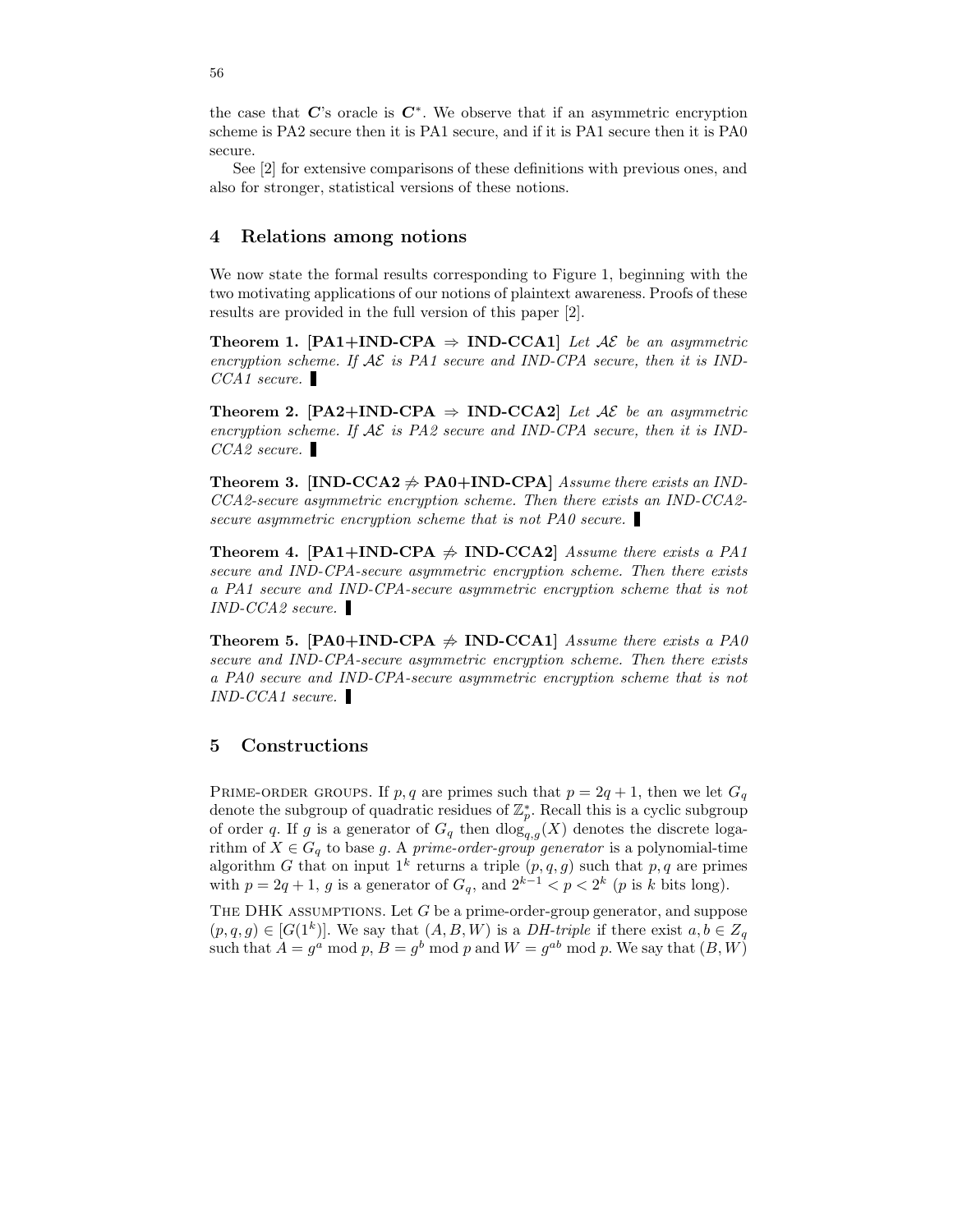the case that $\boldsymbol{C}$'s oracle is $\boldsymbol{C}^*$. We observe that if an asymmetric encryption scheme is PA2 secure then it is PA1 secure, and if it is PA1 secure then it is PA0 secure.

See [2] for extensive comparisons of these definitions with previous ones, and also for stronger, statistical versions of these notions.

## 4 Relations among notions

We now state the formal results corresponding to Figure 1, beginning with the two motivating applications of our notions of plaintext awareness. Proofs of these results are provided in the full version of this paper [2].

**Theorem 1. [PA1+IND-CPA $\Rightarrow$ IND-CCA1]** *Let $\mathcal{AE}$ be an asymmetric encryption scheme. If $\mathcal{AE}$ is PA1 secure and IND-CPA secure, then it is IND-CCA1 secure.* ▮

**Theorem 2. [PA2+IND-CPA $\Rightarrow$ IND-CCA2]** *Let $\mathcal{AE}$ be an asymmetric encryption scheme. If $\mathcal{AE}$ is PA2 secure and IND-CPA secure, then it is IND-CCA2 secure.* ▮

**Theorem 3. [IND-CCA2 $\not\Rightarrow$ PA0+IND-CPA]** *Assume there exists an IND-CCA2-secure asymmetric encryption scheme. Then there exists an IND-CCA2-secure asymmetric encryption scheme that is not PA0 secure.* ▮

**Theorem 4. [PA1+IND-CPA $\not\Rightarrow$ IND-CCA2]** *Assume there exists a PA1 secure and IND-CPA-secure asymmetric encryption scheme. Then there exists a PA1 secure and IND-CPA-secure asymmetric encryption scheme that is not IND-CCA2 secure.* ▮

**Theorem 5. [PA0+IND-CPA $\not\Rightarrow$ IND-CCA1]** *Assume there exists a PA0 secure and IND-CPA-secure asymmetric encryption scheme. Then there exists a PA0 secure and IND-CPA-secure asymmetric encryption scheme that is not IND-CCA1 secure.* ▮

## 5 Constructions

PRIME-ORDER GROUPS. If $p, q$ are primes such that $p = 2q + 1$, then we let $G_q$ denote the subgroup of quadratic residues of $\mathbb{Z}_p^*$. Recall this is a cyclic subgroup of order $q$. If $g$ is a generator of $G_q$ then $\mathrm{dlog}_{q,g}(X)$ denotes the discrete logarithm of $X \in G_q$ to base $g$. A *prime-order-group generator* is a polynomial-time algorithm $G$ that on input $1^k$ returns a triple $(p, q, g)$ such that $p, q$ are primes with $p = 2q + 1$, $g$ is a generator of $G_q$, and $2^{k-1} < p < 2^k$ ($p$ is $k$ bits long).

THE DHK ASSUMPTIONS. Let $G$ be a prime-order-group generator, and suppose $(p, q, g) \in [G(1^k)]$. We say that $(A, B, W)$ is a *DH-triple* if there exist $a, b \in Z_q$ such that $A = g^a \bmod p$, $B = g^b \bmod p$ and $W = g^{ab} \bmod p$. We say that $(B, W)$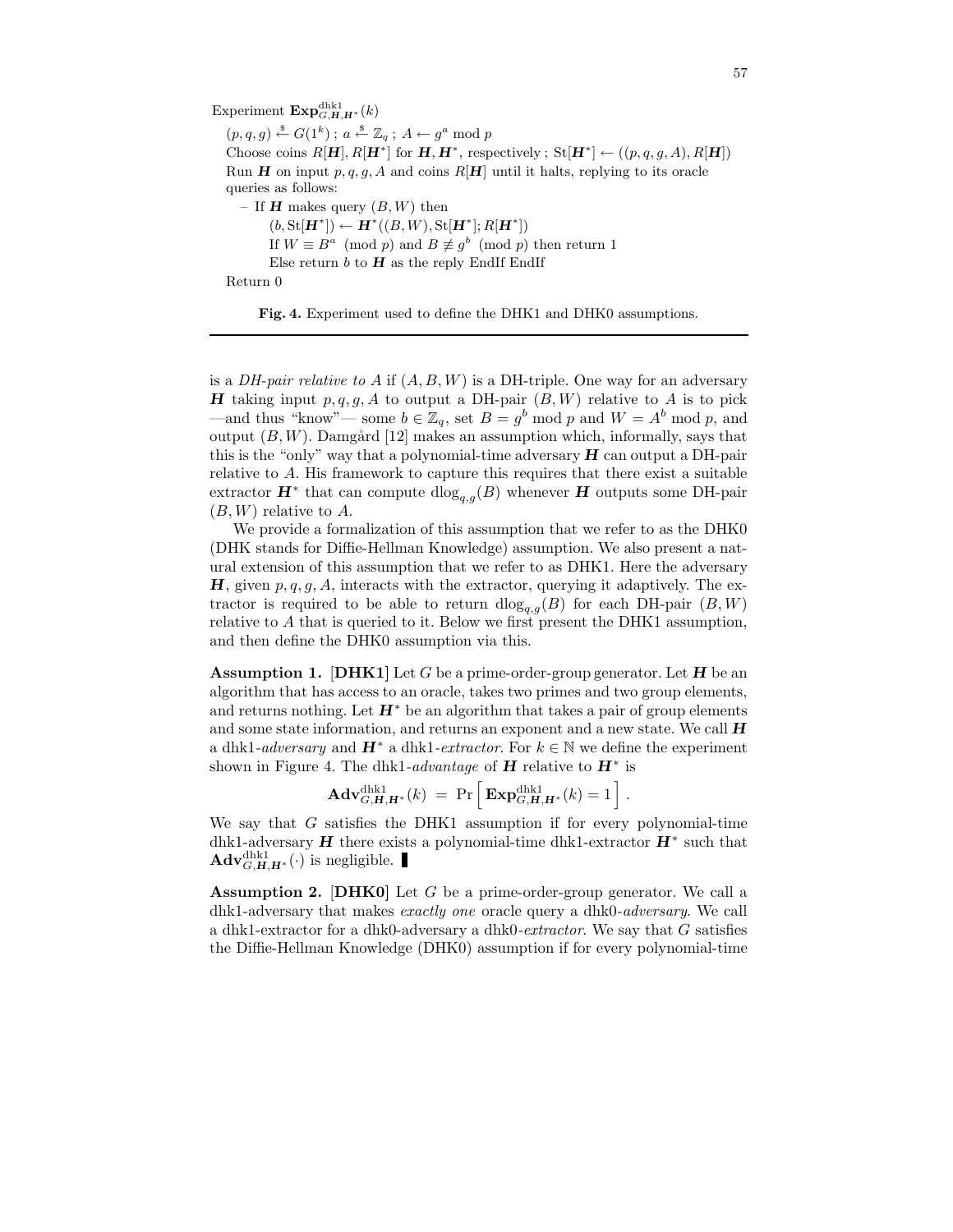Experiment $\mathbf{Exp}^{\mathrm{dhk1}}_{G,\boldsymbol{H},\boldsymbol{H}^*}(k)$

$(p,q,g) \xleftarrow{\$} G(1^k)$ ; $a \xleftarrow{\$} \mathbb{Z}_q$ ; $A \leftarrow g^a \bmod p$

Choose coins $R[\boldsymbol{H}], R[\boldsymbol{H}^*]$ for $\boldsymbol{H}, \boldsymbol{H}^*$, respectively ; $\mathrm{St}[\boldsymbol{H}^*] \leftarrow ((p,q,g,A), R[\boldsymbol{H}])$

Run $\boldsymbol{H}$ on input $p,q,g,A$ and coins $R[\boldsymbol{H}]$ until it halts, replying to its oracle queries as follows:

– If $\boldsymbol{H}$ makes query $(B,W)$ then

$(b, \mathrm{St}[\boldsymbol{H}^*]) \leftarrow \boldsymbol{H}^*((B,W), \mathrm{St}[\boldsymbol{H}^*]; R[\boldsymbol{H}^*])$

If $W \equiv B^a \pmod p$ and $B \not\equiv g^b \pmod p$ then return 1

Else return $b$ to $\boldsymbol{H}$ as the reply EndIf EndIf

Return 0

**Fig. 4.** Experiment used to define the DHK1 and DHK0 assumptions.

is a *DH-pair relative to* $A$ if $(A,B,W)$ is a DH-triple. One way for an adversary $\boldsymbol{H}$ taking input $p,q,g,A$ to output a DH-pair $(B,W)$ relative to $A$ is to pick —and thus "know"— some $b \in \mathbb{Z}_q$, set $B = g^b \bmod p$ and $W = A^b \bmod p$, and output $(B,W)$. Damgård [12] makes an assumption which, informally, says that this is the "only" way that a polynomial-time adversary $\boldsymbol{H}$ can output a DH-pair relative to $A$. His framework to capture this requires that there exist a suitable extractor $\boldsymbol{H}^*$ that can compute $\mathrm{dlog}_{q,g}(B)$ whenever $\boldsymbol{H}$ outputs some DH-pair $(B,W)$ relative to $A$.

We provide a formalization of this assumption that we refer to as the DHK0 (DHK stands for Diffie-Hellman Knowledge) assumption. We also present a natural extension of this assumption that we refer to as DHK1. Here the adversary $\boldsymbol{H}$, given $p,q,g,A$, interacts with the extractor, querying it adaptively. The extractor is required to be able to return $\mathrm{dlog}_{q,g}(B)$ for each DH-pair $(B,W)$ relative to $A$ that is queried to it. Below we first present the DHK1 assumption, and then define the DHK0 assumption via this.

**Assumption 1.** [**DHK1**] Let $G$ be a prime-order-group generator. Let $\boldsymbol{H}$ be an algorithm that has access to an oracle, takes two primes and two group elements, and returns nothing. Let $\boldsymbol{H}^*$ be an algorithm that takes a pair of group elements and some state information, and returns an exponent and a new state. We call $\boldsymbol{H}$ a dhk1-*adversary* and $\boldsymbol{H}^*$ a dhk1-*extractor*. For $k \in \mathbb{N}$ we define the experiment shown in Figure 4. The dhk1-*advantage* of $\boldsymbol{H}$ relative to $\boldsymbol{H}^*$ is

$$\mathbf{Adv}^{\mathrm{dhk1}}_{G,\boldsymbol{H},\boldsymbol{H}^*}(k) \;=\; \Pr\left[\,\mathbf{Exp}^{\mathrm{dhk1}}_{G,\boldsymbol{H},\boldsymbol{H}^*}(k) = 1\,\right].$$

We say that $G$ satisfies the DHK1 assumption if for every polynomial-time dhk1-adversary $\boldsymbol{H}$ there exists a polynomial-time dhk1-extractor $\boldsymbol{H}^*$ such that $\mathbf{Adv}^{\mathrm{dhk1}}_{G,\boldsymbol{H},\boldsymbol{H}^*}(\cdot)$ is negligible. ▌

**Assumption 2.** [**DHK0**] Let $G$ be a prime-order-group generator. We call a dhk1-adversary that makes *exactly one* oracle query a dhk0-*adversary*. We call a dhk1-extractor for a dhk0-adversary a dhk0-*extractor*. We say that $G$ satisfies the Diffie-Hellman Knowledge (DHK0) assumption if for every polynomial-time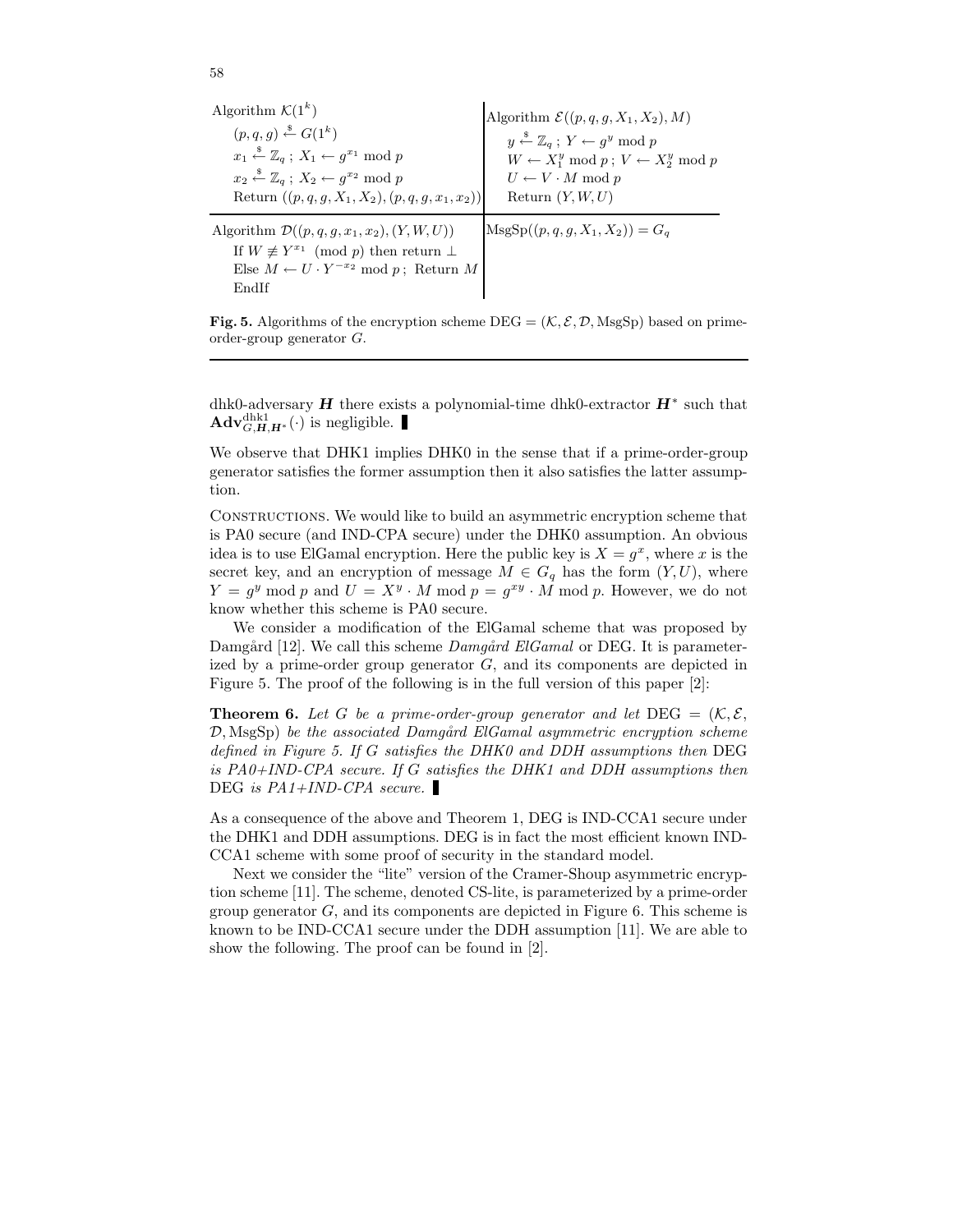| Algorithm $\mathcal{K}(1^k)$ | Algorithm $\mathcal{E}((p,q,g,X_1,X_2),M)$ |
| --- | --- |
| $(p,q,g) \xleftarrow{\$} G(1^k)$ | $y \xleftarrow{\$} \mathbb{Z}_q$ ; $Y \leftarrow g^y \bmod p$ |
| $x_1 \xleftarrow{\$} \mathbb{Z}_q$ ; $X_1 \leftarrow g^{x_1} \bmod p$ | $W \leftarrow X_1^y \bmod p$ ; $V \leftarrow X_2^y \bmod p$ |
| $x_2 \xleftarrow{\$} \mathbb{Z}_q$ ; $X_2 \leftarrow g^{x_2} \bmod p$ | $U \leftarrow V \cdot M \bmod p$ |
| Return $((p,q,g,X_1,X_2),(p,q,g,x_1,x_2))$ | Return $(Y,W,U)$ |
| Algorithm $\mathcal{D}((p,q,g,x_1,x_2),(Y,W,U))$ | $\mathrm{MsgSp}((p,q,g,X_1,X_2)) = G_q$ |
| If $W \not\equiv Y^{x_1} \pmod{p}$ then return $\perp$ | |
| Else $M \leftarrow U \cdot Y^{-x_2} \bmod p$ ; Return $M$ | |
| EndIf | |

**Fig. 5.** Algorithms of the encryption scheme $\mathrm{DEG} = (\mathcal{K}, \mathcal{E}, \mathcal{D}, \mathrm{MsgSp})$ based on prime-order-group generator $G$.

dhk0-adversary $\boldsymbol{H}$ there exists a polynomial-time dhk0-extractor $\boldsymbol{H}^*$ such that $\mathbf{Adv}^{\mathrm{dhk1}}_{G,\boldsymbol{H},\boldsymbol{H}^*}(\cdot)$ is negligible. ∎

We observe that DHK1 implies DHK0 in the sense that if a prime-order-group generator satisfies the former assumption then it also satisfies the latter assumption.

Constructions. We would like to build an asymmetric encryption scheme that is PA0 secure (and IND-CPA secure) under the DHK0 assumption. An obvious idea is to use ElGamal encryption. Here the public key is $X = g^x$, where $x$ is the secret key, and an encryption of message $M \in G_q$ has the form $(Y, U)$, where $Y = g^y \bmod p$ and $U = X^y \cdot M \bmod p = g^{xy} \cdot M \bmod p$. However, we do not know whether this scheme is PA0 secure.

We consider a modification of the ElGamal scheme that was proposed by Damgård [12]. We call this scheme *Damgård ElGamal* or DEG. It is parameterized by a prime-order group generator $G$, and its components are depicted in Figure 5. The proof of the following is in the full version of this paper [2]:

**Theorem 6.** *Let $G$ be a prime-order-group generator and let $\mathrm{DEG} = (\mathcal{K}, \mathcal{E}, \mathcal{D}, \mathrm{MsgSp})$ be the associated Damgård ElGamal asymmetric encryption scheme defined in Figure 5. If $G$ satisfies the DHK0 and DDH assumptions then* DEG *is PA0+IND-CPA secure. If $G$ satisfies the DHK1 and DDH assumptions then* DEG *is PA1+IND-CPA secure.* ∎

As a consequence of the above and Theorem 1, DEG is IND-CCA1 secure under the DHK1 and DDH assumptions. DEG is in fact the most efficient known IND-CCA1 scheme with some proof of security in the standard model.

Next we consider the "lite" version of the Cramer-Shoup asymmetric encryption scheme [11]. The scheme, denoted CS-lite, is parameterized by a prime-order group generator $G$, and its components are depicted in Figure 6. This scheme is known to be IND-CCA1 secure under the DDH assumption [11]. We are able to show the following. The proof can be found in [2].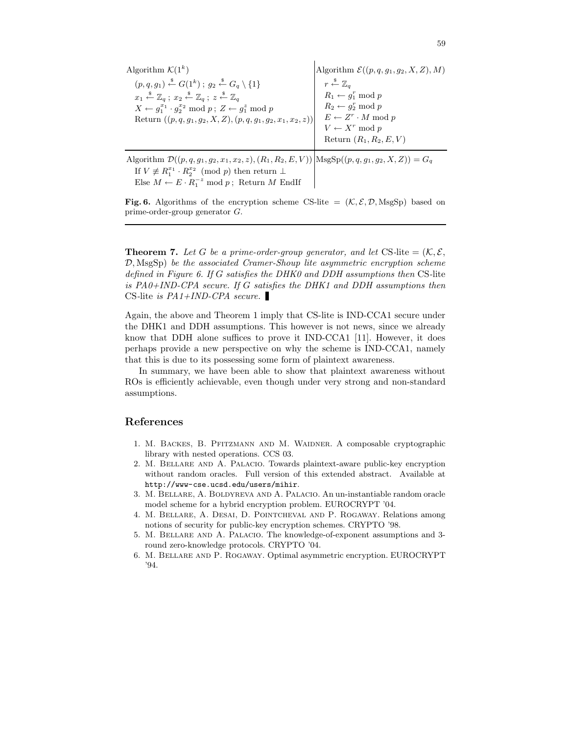| Algorithm $\mathcal{K}(1^k)$ | Algorithm $\mathcal{E}((p,q,g_1,g_2,X,Z),M)$ |
|---|---|
| $(p,q,g_1) \xleftarrow{\$} G(1^k)$ ; $g_2 \xleftarrow{\$} G_q \setminus \{1\}$ <br> $x_1 \xleftarrow{\$} \mathbb{Z}_q$ ; $x_2 \xleftarrow{\$} \mathbb{Z}_q$ ; $z \xleftarrow{\$} \mathbb{Z}_q$ <br> $X \leftarrow g_1^{x_1} \cdot g_2^{x_2} \bmod p$ ; $Z \leftarrow g_1^z \bmod p$ <br> Return $((p,q,g_1,g_2,X,Z),(p,q,g_1,g_2,x_1,x_2,z))$ | $r \xleftarrow{\$} \mathbb{Z}_q$ <br> $R_1 \leftarrow g_1^r \bmod p$ <br> $R_2 \leftarrow g_2^r \bmod p$ <br> $E \leftarrow Z^r \cdot M \bmod p$ <br> $V \leftarrow X^r \bmod p$ <br> Return $(R_1,R_2,E,V)$ |
| Algorithm $\mathcal{D}((p,q,g_1,g_2,x_1,x_2,z),(R_1,R_2,E,V))$ <br> If $V \not\equiv R_1^{x_1} \cdot R_2^{x_2} \pmod p$ then return $\perp$ <br> Else $M \leftarrow E \cdot R_1^{-z} \bmod p$ ; Return $M$ EndIf | $\mathrm{MsgSp}((p,q,g_1,g_2,X,Z)) = G_q$ |

**Fig. 6.** Algorithms of the encryption scheme CS-lite $= (\mathcal{K}, \mathcal{E}, \mathcal{D}, \mathrm{MsgSp})$ based on prime-order-group generator $G$.

**Theorem 7.** *Let $G$ be a prime-order-group generator, and let* CS-lite $= (\mathcal{K}, \mathcal{E}, \mathcal{D}, \mathrm{MsgSp})$ *be the associated Cramer-Shoup lite asymmetric encryption scheme defined in Figure 6. If $G$ satisfies the DHK0 and DDH assumptions then* CS-lite *is PA0+IND-CPA secure. If $G$ satisfies the DHK1 and DDH assumptions then* CS-lite *is PA1+IND-CPA secure.* ∎

Again, the above and Theorem 1 imply that CS-lite is IND-CCA1 secure under the DHK1 and DDH assumptions. This however is not news, since we already know that DDH alone suffices to prove it IND-CCA1 [11]. However, it does perhaps provide a new perspective on why the scheme is IND-CCA1, namely that this is due to its possessing some form of plaintext awareness.

In summary, we have been able to show that plaintext awareness without ROs is efficiently achievable, even though under very strong and non-standard assumptions.

## References

1. M. Backes, B. Pfitzmann and M. Waidner. A composable cryptographic library with nested operations. CCS 03.
2. M. Bellare and A. Palacio. Towards plaintext-aware public-key encryption without random oracles. Full version of this extended abstract. Available at http://www-cse.ucsd.edu/users/mihir.
3. M. Bellare, A. Boldyreva and A. Palacio. An un-instantiable random oracle model scheme for a hybrid encryption problem. EUROCRYPT '04.
4. M. Bellare, A. Desai, D. Pointcheval and P. Rogaway. Relations among notions of security for public-key encryption schemes. CRYPTO '98.
5. M. Bellare and A. Palacio. The knowledge-of-exponent assumptions and 3-round zero-knowledge protocols. CRYPTO '04.
6. M. Bellare and P. Rogaway. Optimal asymmetric encryption. EUROCRYPT '94.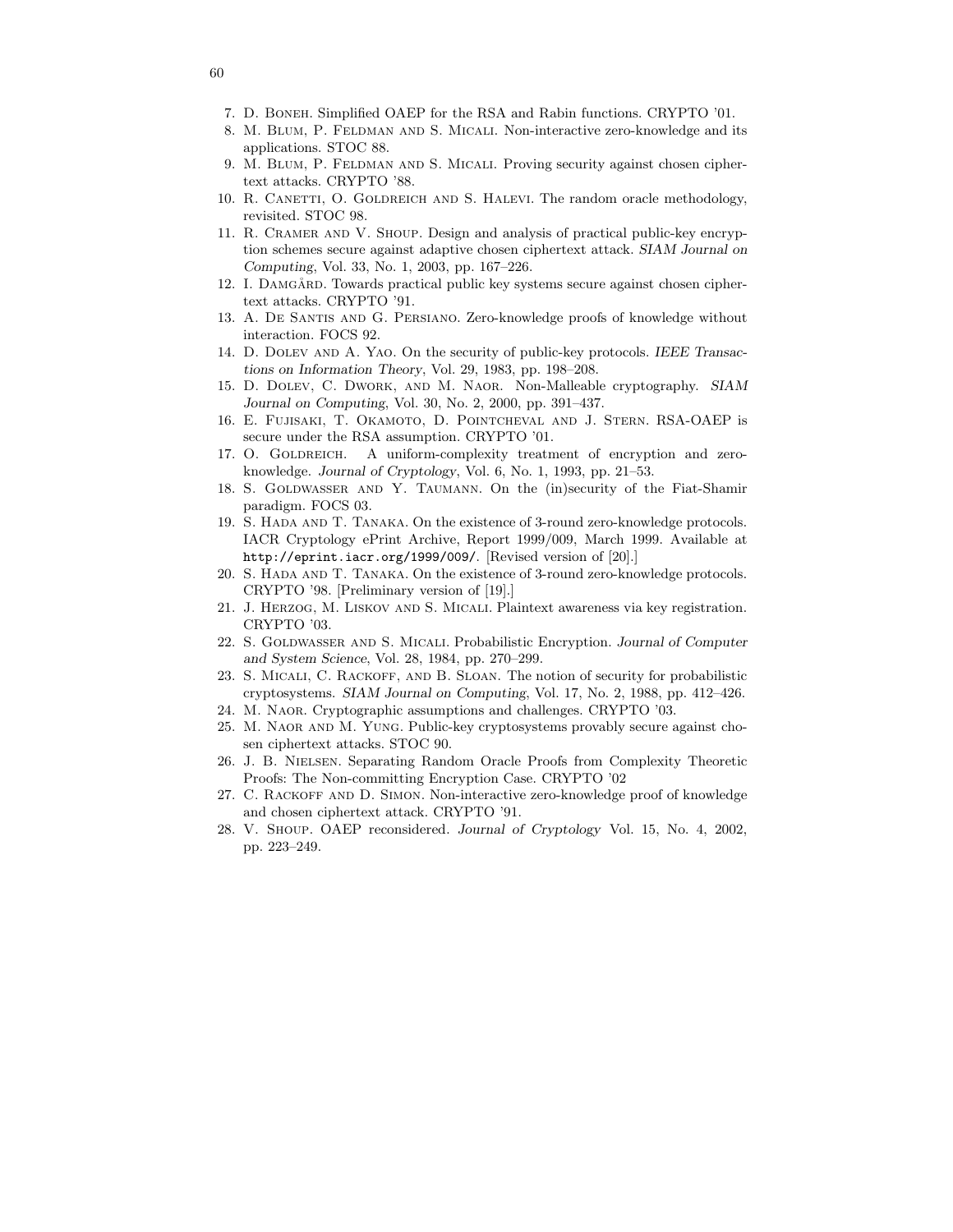7. D. Boneh. Simplified OAEP for the RSA and Rabin functions. CRYPTO '01.
8. M. Blum, P. Feldman and S. Micali. Non-interactive zero-knowledge and its applications. STOC 88.
9. M. Blum, P. Feldman and S. Micali. Proving security against chosen ciphertext attacks. CRYPTO '88.
10. R. Canetti, O. Goldreich and S. Halevi. The random oracle methodology, revisited. STOC 98.
11. R. Cramer and V. Shoup. Design and analysis of practical public-key encryption schemes secure against adaptive chosen ciphertext attack. *SIAM Journal on Computing*, Vol. 33, No. 1, 2003, pp. 167–226.
12. I. Damgård. Towards practical public key systems secure against chosen ciphertext attacks. CRYPTO '91.
13. A. De Santis and G. Persiano. Zero-knowledge proofs of knowledge without interaction. FOCS 92.
14. D. Dolev and A. Yao. On the security of public-key protocols. *IEEE Transactions on Information Theory*, Vol. 29, 1983, pp. 198–208.
15. D. Dolev, C. Dwork, and M. Naor. Non-Malleable cryptography. *SIAM Journal on Computing*, Vol. 30, No. 2, 2000, pp. 391–437.
16. E. Fujisaki, T. Okamoto, D. Pointcheval and J. Stern. RSA-OAEP is secure under the RSA assumption. CRYPTO '01.
17. O. Goldreich. A uniform-complexity treatment of encryption and zero-knowledge. *Journal of Cryptology*, Vol. 6, No. 1, 1993, pp. 21–53.
18. S. Goldwasser and Y. Taumann. On the (in)security of the Fiat-Shamir paradigm. FOCS 03.
19. S. Hada and T. Tanaka. On the existence of 3-round zero-knowledge protocols. IACR Cryptology ePrint Archive, Report 1999/009, March 1999. Available at `http://eprint.iacr.org/1999/009/`. [Revised version of [20].]
20. S. Hada and T. Tanaka. On the existence of 3-round zero-knowledge protocols. CRYPTO '98. [Preliminary version of [19].]
21. J. Herzog, M. Liskov and S. Micali. Plaintext awareness via key registration. CRYPTO '03.
22. S. Goldwasser and S. Micali. Probabilistic Encryption. *Journal of Computer and System Science*, Vol. 28, 1984, pp. 270–299.
23. S. Micali, C. Rackoff, and B. Sloan. The notion of security for probabilistic cryptosystems. *SIAM Journal on Computing*, Vol. 17, No. 2, 1988, pp. 412–426.
24. M. Naor. Cryptographic assumptions and challenges. CRYPTO '03.
25. M. Naor and M. Yung. Public-key cryptosystems provably secure against chosen ciphertext attacks. STOC 90.
26. J. B. Nielsen. Separating Random Oracle Proofs from Complexity Theoretic Proofs: The Non-committing Encryption Case. CRYPTO '02
27. C. Rackoff and D. Simon. Non-interactive zero-knowledge proof of knowledge and chosen ciphertext attack. CRYPTO '91.
28. V. Shoup. OAEP reconsidered. *Journal of Cryptology* Vol. 15, No. 4, 2002, pp. 223–249.